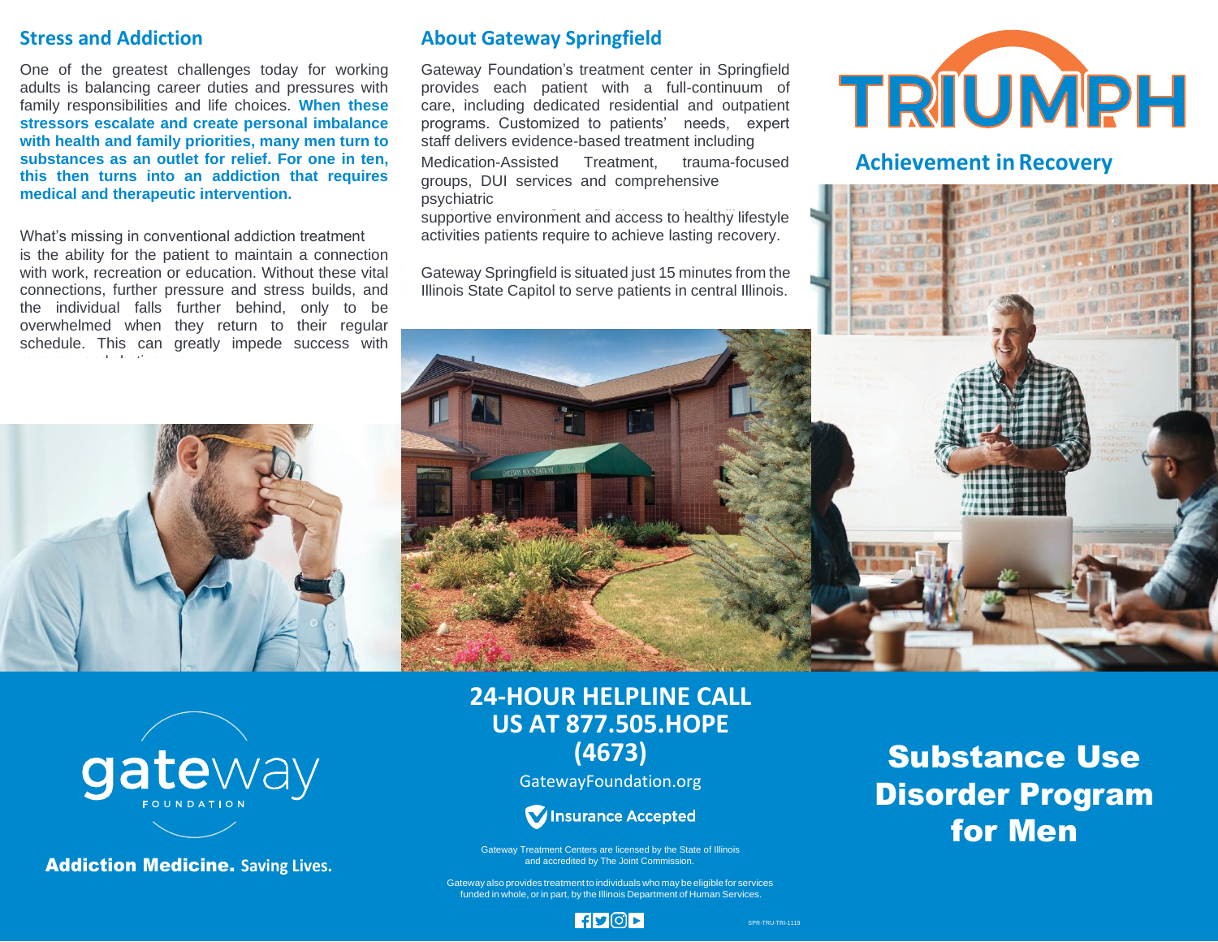## Stress and Addiction

One of the greatest challenges today for working adults is balancing career duties and pressures with family responsibilities and life choices. **When these stressors escalate and create personal imbalance with health and family priorities, many men turn to substances as an outlet for relief. For one in ten, this then turns into an addiction that requires medical and therapeutic intervention.**

What's missing in conventional addiction treatment is the ability for the patient to maintain a connection with work, recreation or education. Without these vital connections, further pressure and stress builds, and the individual falls further behind, only to be overwhelmed when they return to their regular schedule. This can greatly impede success with

## About Gateway Springfield

Gateway Foundation's treatment center in Springfield provides each patient with a full-continuum of care, including dedicated residential and outpatient programs. Customized to patients' needs, expert staff delivers evidence-based treatment including Medication-Assisted Treatment, trauma-focused groups, DUI services and comprehensive psychiatric

supportive environment and access to healthy lifestyle activities patients require to achieve lasting recovery.

Gateway Springfield is situated just 15 minutes from the Illinois State Capitol to serve patients in central Illinois.

# TRIUMPH

## Achievement in Recovery

gateway FOUNDATION

**Addiction Medicine.** Saving Lives.

**24-HOUR HELPLINE CALL US AT 877.505.HOPE (4673)**

GatewayFoundation.org

Insurance Accepted

Gateway Treatment Centers are licensed by the State of Illinois and accredited by The Joint Commission.

Gateway also provides treatment to individuals who may be eligible for services funded in whole, or in part, by the Illinois Department of Human Services.

SPR-TRU-TRI-1119

# Substance Use Disorder Program for Men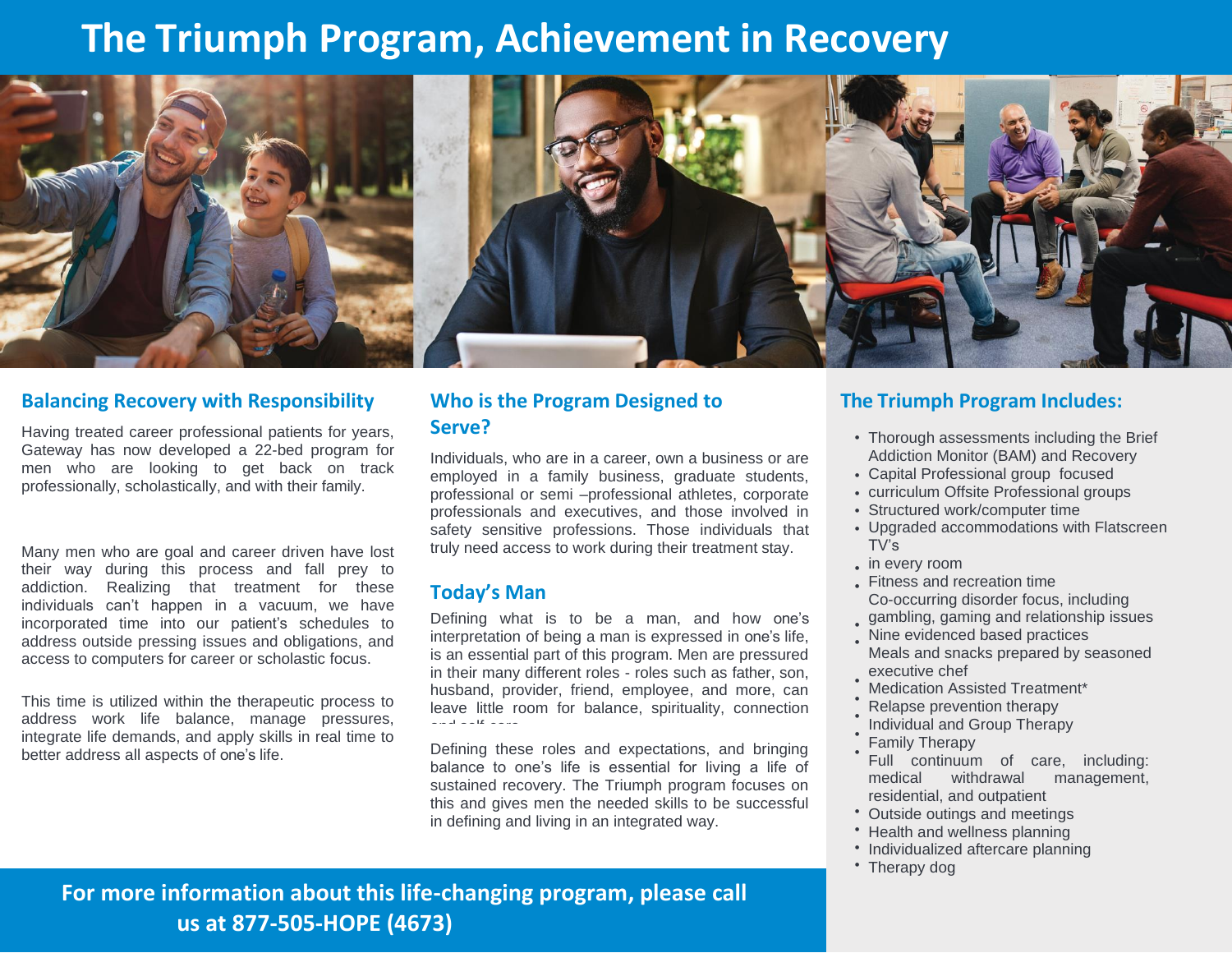# The Triumph Program, Achievement in Recovery

## Balancing Recovery with Responsibility

Having treated career professional patients for years, Gateway has now developed a 22-bed program for men who are looking to get back on track professionally, scholastically, and with their family.

Many men who are goal and career driven have lost their way during this process and fall prey to addiction. Realizing that treatment for these individuals can't happen in a vacuum, we have incorporated time into our patient's schedules to address outside pressing issues and obligations, and access to computers for career or scholastic focus.

This time is utilized within the therapeutic process to address work life balance, manage pressures, integrate life demands, and apply skills in real time to better address all aspects of one's life.

## Who is the Program Designed to Serve?

Individuals, who are in a career, own a business or are employed in a family business, graduate students, professional or semi –professional athletes, corporate professionals and executives, and those involved in safety sensitive professions. Those individuals that truly need access to work during their treatment stay.

## Today's Man

Defining what is to be a man, and how one's interpretation of being a man is expressed in one's life, is an essential part of this program. Men are pressured in their many different roles - roles such as father, son, husband, provider, friend, employee, and more, can leave little room for balance, spirituality, connection and self care.

Defining these roles and expectations, and bringing balance to one's life is essential for living a life of sustained recovery. The Triumph program focuses on this and gives men the needed skills to be successful in defining and living in an integrated way.

## The Triumph Program Includes:

- Thorough assessments including the Brief Addiction Monitor (BAM) and Recovery
- Capital Professional group focused
- curriculum Offsite Professional groups
- Structured work/computer time
- Upgraded accommodations with Flatscreen TV's
- in every room
- Fitness and recreation time
- Co-occurring disorder focus, including gambling, gaming and relationship issues
- Nine evidenced based practices
- Meals and snacks prepared by seasoned executive chef
- Medication Assisted Treatment*
- Relapse prevention therapy
- Individual and Group Therapy
- Family Therapy
- Full continuum of care, including: medical withdrawal management, residential, and outpatient
- Outside outings and meetings
- Health and wellness planning
- Individualized aftercare planning
- Therapy dog

**For more information about this life-changing program, please call us at 877-505-HOPE (4673)**